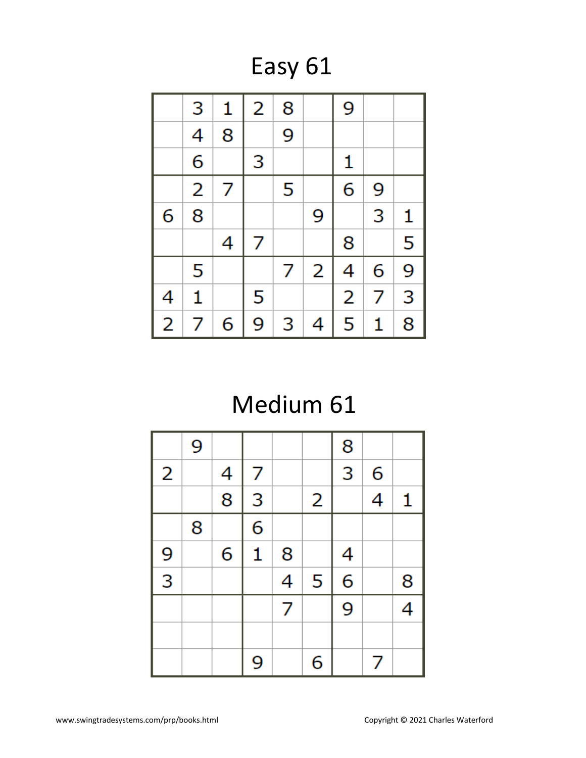# Easy 61

| | | | | | | | | |
|---|---|---|---|---|---|---|---|---|
| | 3 | 1 | 2 | 8 | | 9 | | |
| | 4 | 8 | | 9 | | | | |
| | 6 | | 3 | | | 1 | | |
| | 2 | 7 | | 5 | | 6 | 9 | |
| 6 | 8 | | | | 9 | | 3 | 1 |
| | | 4 | 7 | | | 8 | | 5 |
| | 5 | | | 7 | 2 | 4 | 6 | 9 |
| 4 | 1 | | 5 | | | 2 | 7 | 3 |
| 2 | 7 | 6 | 9 | 3 | 4 | 5 | 1 | 8 |

# Medium 61

| | | | | | | | | |
|---|---|---|---|---|---|---|---|---|
| | 9 | | | | | 8 | | |
| 2 | | 4 | 7 | | | 3 | 6 | |
| | | 8 | 3 | | 2 | | 4 | 1 |
| | 8 | | 6 | | | | | |
| 9 | | 6 | 1 | 8 | | 4 | | |
| 3 | | | | 4 | 5 | 6 | | 8 |
| | | | | 7 | | 9 | | 4 |
| | | | | | | | | |
| | | | 9 | | 6 | | 7 | |

www.swingtradesystems.com/prp/books.html

Copyright © 2021 Charles Waterford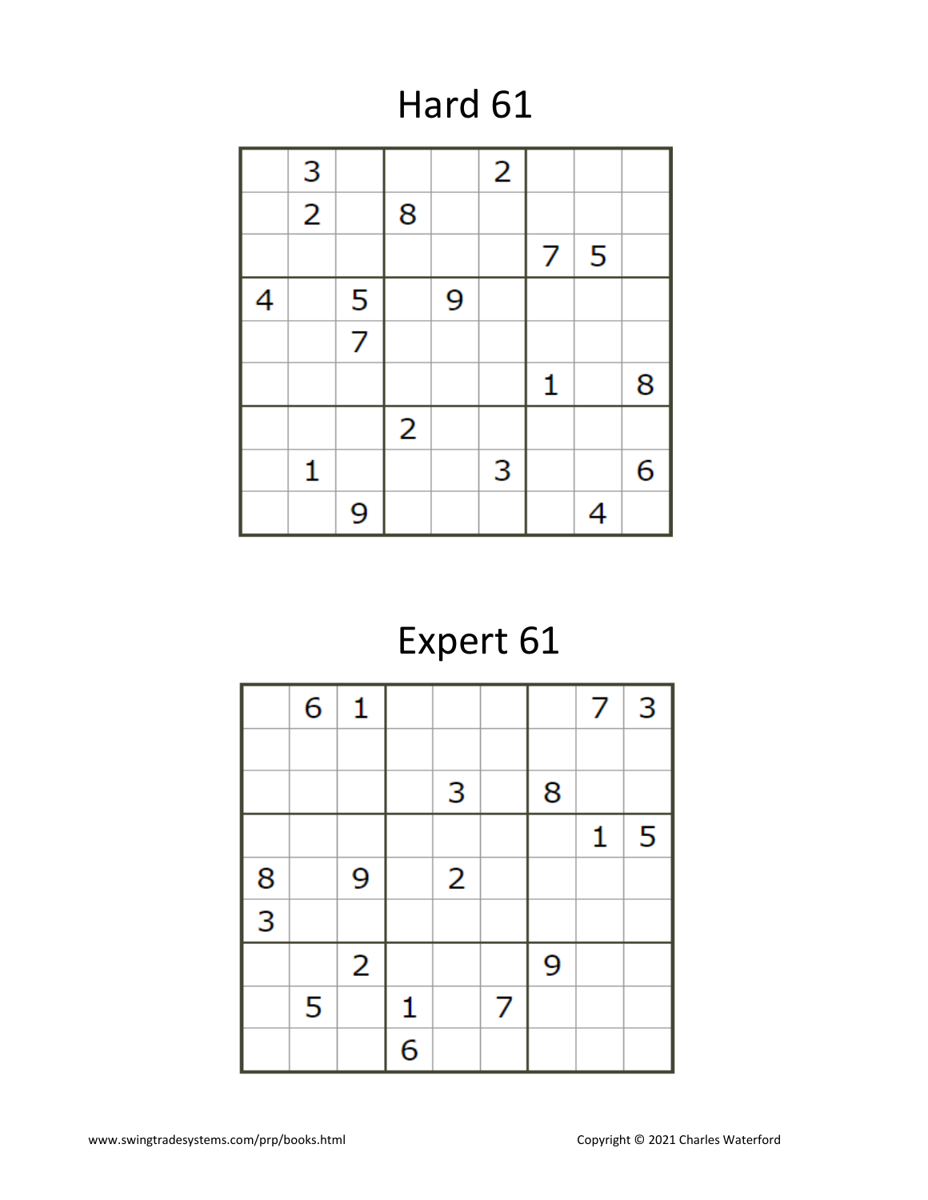# Hard 61

| | | | | | | | | |
|---|---|---|---|---|---|---|---|---|
| | 3 | | | | 2 | | | |
| | 2 | | 8 | | | | | |
| | | | | | | 7 | 5 | |
| 4 | | 5 | | 9 | | | | |
| | | 7 | | | | | | |
| | | | | | | 1 | | 8 |
| | | | 2 | | | | | |
| | 1 | | | | 3 | | | 6 |
| | | 9 | | | | | 4 | |

# Expert 61

| | | | | | | | | |
|---|---|---|---|---|---|---|---|---|
| | 6 | 1 | | | | | 7 | 3 |
| | | | | | | | | |
| | | | | 3 | | 8 | | |
| | | | | | | | 1 | 5 |
| 8 | | 9 | | 2 | | | | |
| 3 | | | | | | | | |
| | | 2 | | | | 9 | | |
| | 5 | | 1 | | 7 | | | |
| | | | 6 | | | | | |

www.swingtradesystems.com/prp/books.html

Copyright © 2021 Charles Waterford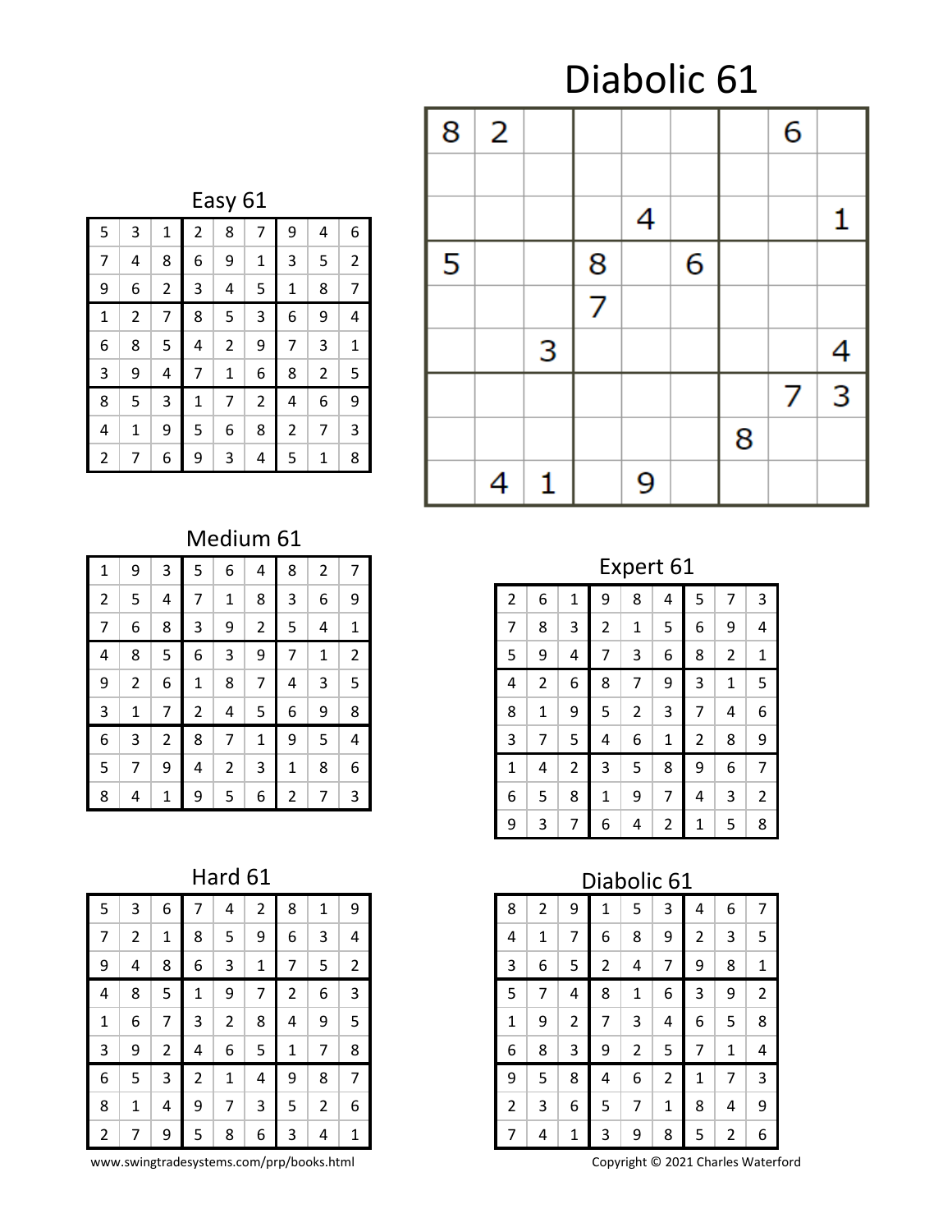# Diabolic 61

| | | | | | | | | |
|---|---|---|---|---|---|---|---|---|
| 8 | 2 | | | | | | 6 | |
| | | | | | | | | |
| | | | | 4 | | | | 1 |
| 5 | | | 8 | | 6 | | | |
| | | | 7 | | | | | |
| | | 3 | | | | | | 4 |
| | | | | | | | 7 | 3 |
| | | | | | | 8 | | |
| | 4 | 1 | | 9 | | | | |

## Easy 61

| | | | | | | | | |
|---|---|---|---|---|---|---|---|---|
| 5 | 3 | 1 | 2 | 8 | 7 | 9 | 4 | 6 |
| 7 | 4 | 8 | 6 | 9 | 1 | 3 | 5 | 2 |
| 9 | 6 | 2 | 3 | 4 | 5 | 1 | 8 | 7 |
| 1 | 2 | 7 | 8 | 5 | 3 | 6 | 9 | 4 |
| 6 | 8 | 5 | 4 | 2 | 9 | 7 | 3 | 1 |
| 3 | 9 | 4 | 7 | 1 | 6 | 8 | 2 | 5 |
| 8 | 5 | 3 | 1 | 7 | 2 | 4 | 6 | 9 |
| 4 | 1 | 9 | 5 | 6 | 8 | 2 | 7 | 3 |
| 2 | 7 | 6 | 9 | 3 | 4 | 5 | 1 | 8 |

## Medium 61

| | | | | | | | | |
|---|---|---|---|---|---|---|---|---|
| 1 | 9 | 3 | 5 | 6 | 4 | 8 | 2 | 7 |
| 2 | 5 | 4 | 7 | 1 | 8 | 3 | 6 | 9 |
| 7 | 6 | 8 | 3 | 9 | 2 | 5 | 4 | 1 |
| 4 | 8 | 5 | 6 | 3 | 9 | 7 | 1 | 2 |
| 9 | 2 | 6 | 1 | 8 | 7 | 4 | 3 | 5 |
| 3 | 1 | 7 | 2 | 4 | 5 | 6 | 9 | 8 |
| 6 | 3 | 2 | 8 | 7 | 1 | 9 | 5 | 4 |
| 5 | 7 | 9 | 4 | 2 | 3 | 1 | 8 | 6 |
| 8 | 4 | 1 | 9 | 5 | 6 | 2 | 7 | 3 |

## Expert 61

| | | | | | | | | |
|---|---|---|---|---|---|---|---|---|
| 2 | 6 | 1 | 9 | 8 | 4 | 5 | 7 | 3 |
| 7 | 8 | 3 | 2 | 1 | 5 | 6 | 9 | 4 |
| 5 | 9 | 4 | 7 | 3 | 6 | 8 | 2 | 1 |
| 4 | 2 | 6 | 8 | 7 | 9 | 3 | 1 | 5 |
| 8 | 1 | 9 | 5 | 2 | 3 | 7 | 4 | 6 |
| 3 | 7 | 5 | 4 | 6 | 1 | 2 | 8 | 9 |
| 1 | 4 | 2 | 3 | 5 | 8 | 9 | 6 | 7 |
| 6 | 5 | 8 | 1 | 9 | 7 | 4 | 3 | 2 |
| 9 | 3 | 7 | 6 | 4 | 2 | 1 | 5 | 8 |

## Hard 61

| | | | | | | | | |
|---|---|---|---|---|---|---|---|---|
| 5 | 3 | 6 | 7 | 4 | 2 | 8 | 1 | 9 |
| 7 | 2 | 1 | 8 | 5 | 9 | 6 | 3 | 4 |
| 9 | 4 | 8 | 6 | 3 | 1 | 7 | 5 | 2 |
| 4 | 8 | 5 | 1 | 9 | 7 | 2 | 6 | 3 |
| 1 | 6 | 7 | 3 | 2 | 8 | 4 | 9 | 5 |
| 3 | 9 | 2 | 4 | 6 | 5 | 1 | 7 | 8 |
| 6 | 5 | 3 | 2 | 1 | 4 | 9 | 8 | 7 |
| 8 | 1 | 4 | 9 | 7 | 3 | 5 | 2 | 6 |
| 2 | 7 | 9 | 5 | 8 | 6 | 3 | 4 | 1 |

## Diabolic 61

| | | | | | | | | |
|---|---|---|---|---|---|---|---|---|
| 8 | 2 | 9 | 1 | 5 | 3 | 4 | 6 | 7 |
| 4 | 1 | 7 | 6 | 8 | 9 | 2 | 3 | 5 |
| 3 | 6 | 5 | 2 | 4 | 7 | 9 | 8 | 1 |
| 5 | 7 | 4 | 8 | 1 | 6 | 3 | 9 | 2 |
| 1 | 9 | 2 | 7 | 3 | 4 | 6 | 5 | 8 |
| 6 | 8 | 3 | 9 | 2 | 5 | 7 | 1 | 4 |
| 9 | 5 | 8 | 4 | 6 | 2 | 1 | 7 | 3 |
| 2 | 3 | 6 | 5 | 7 | 1 | 8 | 4 | 9 |
| 7 | 4 | 1 | 3 | 9 | 8 | 5 | 2 | 6 |

www.swingtradesystems.com/prp/books.html

Copyright © 2021 Charles Waterford